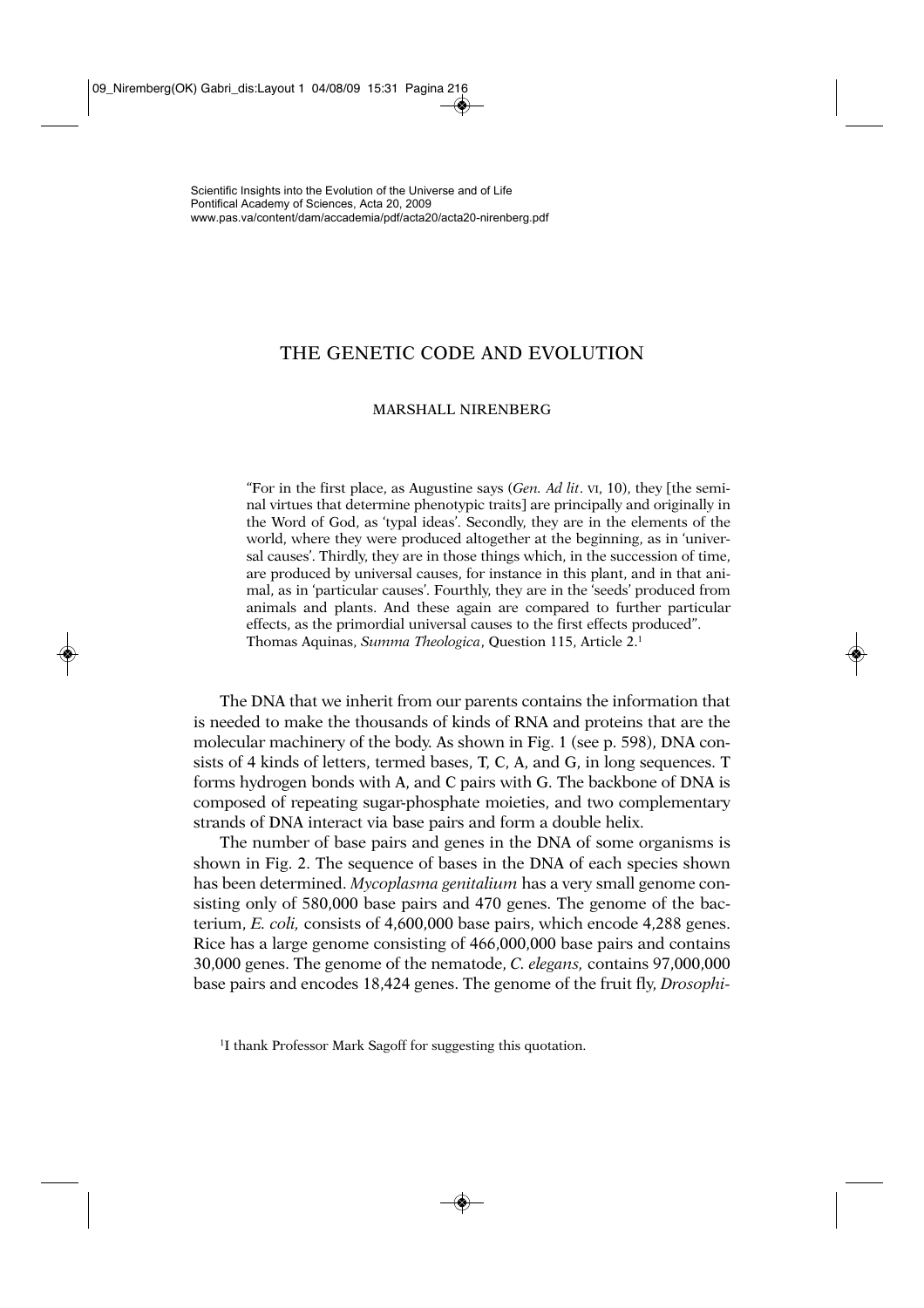Scientific Insights into the Evolution of the Universe and of Life
Pontifical Academy of Sciences, Acta 20, 2009
www.pas.va/content/dam/accademia/pdf/acta20/acta20-nirenberg.pdf

# THE GENETIC CODE AND EVOLUTION

### MARSHALL NIRENBERG

> "For in the first place, as Augustine says (*Gen. Ad lit*. VI, 10), they [the seminal virtues that determine phenotypic traits] are principally and originally in the Word of God, as 'typal ideas'. Secondly, they are in the elements of the world, where they were produced altogether at the beginning, as in 'universal causes'. Thirdly, they are in those things which, in the succession of time, are produced by universal causes, for instance in this plant, and in that animal, as in 'particular causes'. Fourthly, they are in the 'seeds' produced from animals and plants. And these again are compared to further particular effects, as the primordial universal causes to the first effects produced".
> Thomas Aquinas, *Summa Theologica*, Question 115, Article 2.[1]

The DNA that we inherit from our parents contains the information that is needed to make the thousands of kinds of RNA and proteins that are the molecular machinery of the body. As shown in Fig. 1 (see p. 598), DNA consists of 4 kinds of letters, termed bases, T, C, A, and G, in long sequences. T forms hydrogen bonds with A, and C pairs with G. The backbone of DNA is composed of repeating sugar-phosphate moieties, and two complementary strands of DNA interact via base pairs and form a double helix.

The number of base pairs and genes in the DNA of some organisms is shown in Fig. 2. The sequence of bases in the DNA of each species shown has been determined. *Mycoplasma genitalium* has a very small genome consisting only of 580,000 base pairs and 470 genes. The genome of the bacterium, *E. coli,* consists of 4,600,000 base pairs, which encode 4,288 genes. Rice has a large genome consisting of 466,000,000 base pairs and contains 30,000 genes. The genome of the nematode, *C. elegans,* contains 97,000,000 base pairs and encodes 18,424 genes. The genome of the fruit fly, *Drosophi-*

[1] I thank Professor Mark Sagoff for suggesting this quotation.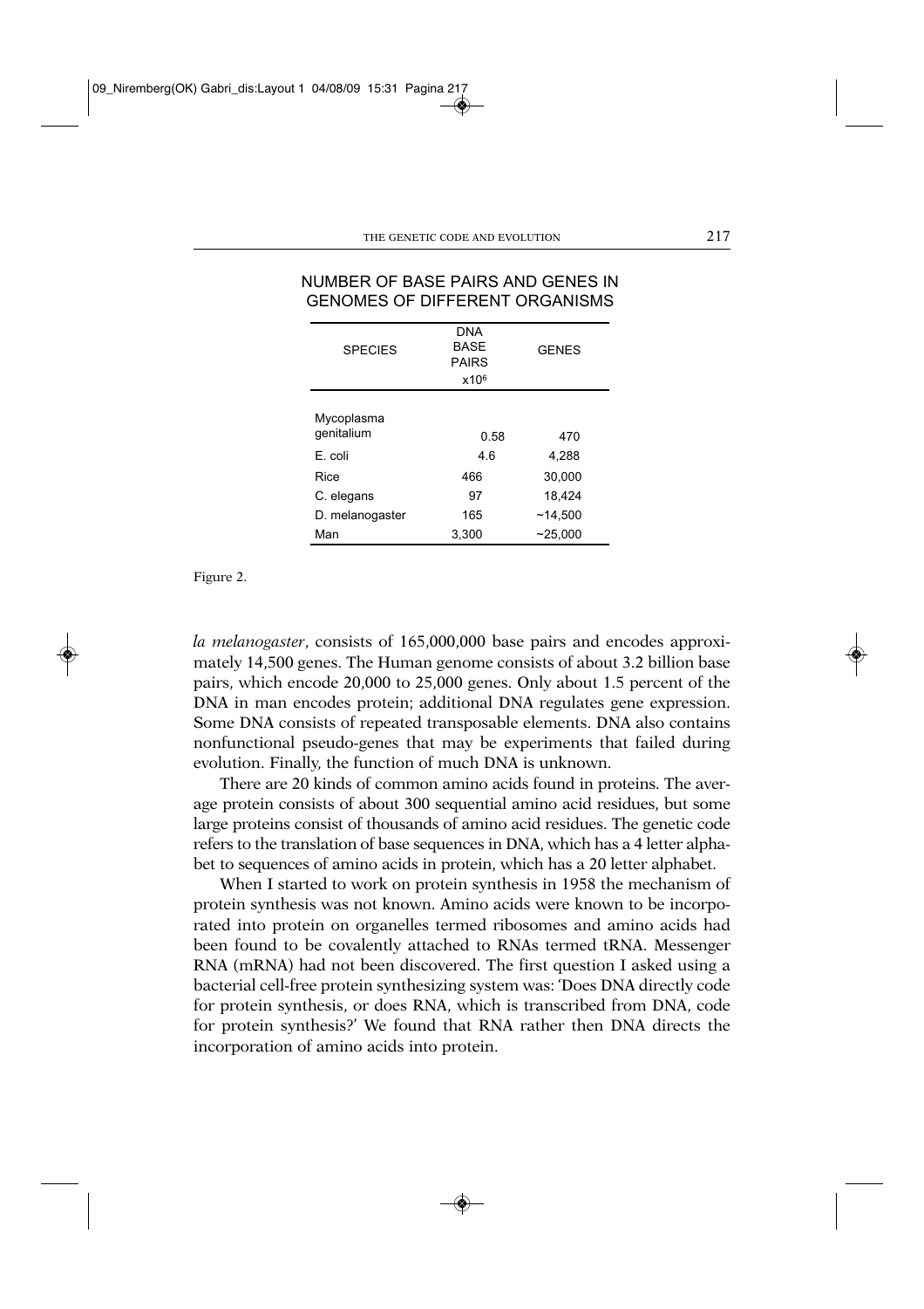NUMBER OF BASE PAIRS AND GENES IN GENOMES OF DIFFERENT ORGANISMS

| SPECIES | DNA BASE PAIRS $\times 10^6$ | GENES |
|---|---|---|
| Mycoplasma genitalium | 0.58 | 470 |
| E. coli | 4.6 | 4,288 |
| Rice | 466 | 30,000 |
| C. elegans | 97 | 18,424 |
| D. melanogaster | 165 | ~14,500 |
| Man | 3,300 | ~25,000 |

Figure 2.

*la melanogaster*, consists of 165,000,000 base pairs and encodes approximately 14,500 genes. The Human genome consists of about 3.2 billion base pairs, which encode 20,000 to 25,000 genes. Only about 1.5 percent of the DNA in man encodes protein; additional DNA regulates gene expression. Some DNA consists of repeated transposable elements. DNA also contains nonfunctional pseudo-genes that may be experiments that failed during evolution. Finally, the function of much DNA is unknown.

There are 20 kinds of common amino acids found in proteins. The average protein consists of about 300 sequential amino acid residues, but some large proteins consist of thousands of amino acid residues. The genetic code refers to the translation of base sequences in DNA, which has a 4 letter alphabet to sequences of amino acids in protein, which has a 20 letter alphabet.

When I started to work on protein synthesis in 1958 the mechanism of protein synthesis was not known. Amino acids were known to be incorporated into protein on organelles termed ribosomes and amino acids had been found to be covalently attached to RNAs termed tRNA. Messenger RNA (mRNA) had not been discovered. The first question I asked using a bacterial cell-free protein synthesizing system was: 'Does DNA directly code for protein synthesis, or does RNA, which is transcribed from DNA, code for protein synthesis?' We found that RNA rather then DNA directs the incorporation of amino acids into protein.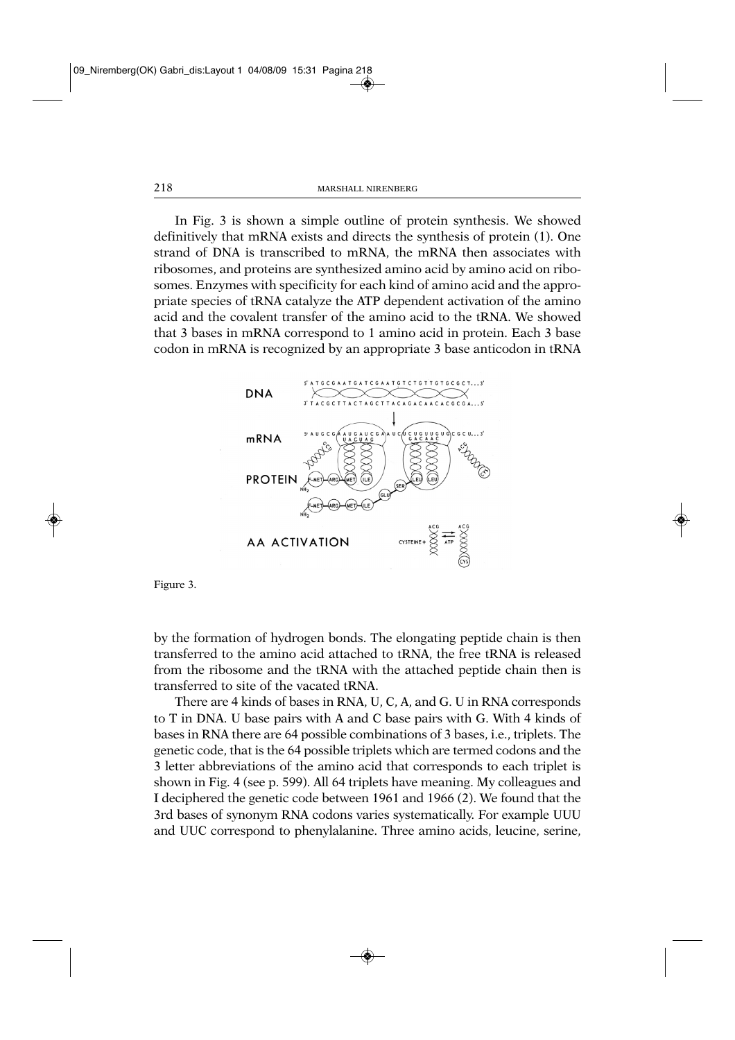In Fig. 3 is shown a simple outline of protein synthesis. We showed definitively that mRNA exists and directs the synthesis of protein (1). One strand of DNA is transcribed to mRNA, the mRNA then associates with ribosomes, and proteins are synthesized amino acid by amino acid on ribosomes. Enzymes with specificity for each kind of amino acid and the appropriate species of tRNA catalyze the ATP dependent activation of the amino acid and the covalent transfer of the amino acid to the tRNA. We showed that 3 bases in mRNA correspond to 1 amino acid in protein. Each 3 base codon in mRNA is recognized by an appropriate 3 base anticodon in tRNA

Figure 3.

by the formation of hydrogen bonds. The elongating peptide chain is then transferred to the amino acid attached to tRNA, the free tRNA is released from the ribosome and the tRNA with the attached peptide chain then is transferred to site of the vacated tRNA.

There are 4 kinds of bases in RNA, U, C, A, and G. U in RNA corresponds to T in DNA. U base pairs with A and C base pairs with G. With 4 kinds of bases in RNA there are 64 possible combinations of 3 bases, i.e., triplets. The genetic code, that is the 64 possible triplets which are termed codons and the 3 letter abbreviations of the amino acid that corresponds to each triplet is shown in Fig. 4 (see p. 599). All 64 triplets have meaning. My colleagues and I deciphered the genetic code between 1961 and 1966 (2). We found that the 3rd bases of synonym RNA codons varies systematically. For example UUU and UUC correspond to phenylalanine. Three amino acids, leucine, serine,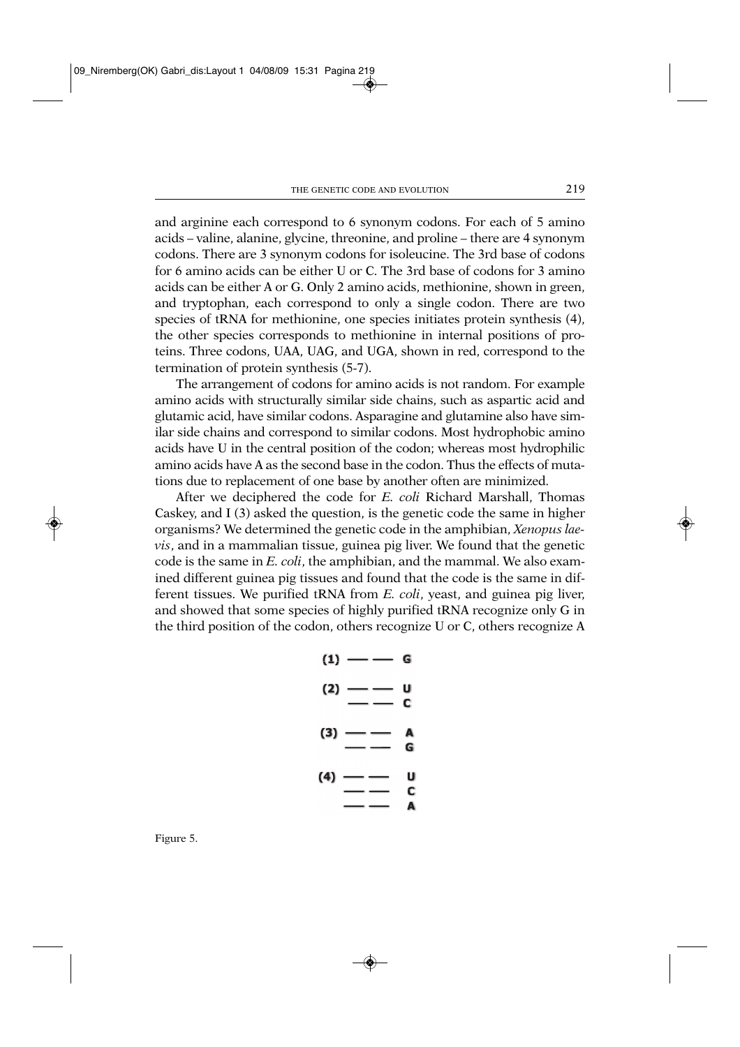and arginine each correspond to 6 synonym codons. For each of 5 amino acids – valine, alanine, glycine, threonine, and proline – there are 4 synonym codons. There are 3 synonym codons for isoleucine. The 3rd base of codons for 6 amino acids can be either U or C. The 3rd base of codons for 3 amino acids can be either A or G. Only 2 amino acids, methionine, shown in green, and tryptophan, each correspond to only a single codon. There are two species of tRNA for methionine, one species initiates protein synthesis (4), the other species corresponds to methionine in internal positions of proteins. Three codons, UAA, UAG, and UGA, shown in red, correspond to the termination of protein synthesis (5-7).

The arrangement of codons for amino acids is not random. For example amino acids with structurally similar side chains, such as aspartic acid and glutamic acid, have similar codons. Asparagine and glutamine also have similar side chains and correspond to similar codons. Most hydrophobic amino acids have U in the central position of the codon; whereas most hydrophilic amino acids have A as the second base in the codon. Thus the effects of mutations due to replacement of one base by another often are minimized.

After we deciphered the code for *E. coli* Richard Marshall, Thomas Caskey, and I (3) asked the question, is the genetic code the same in higher organisms? We determined the genetic code in the amphibian, *Xenopus laevis*, and in a mammalian tissue, guinea pig liver. We found that the genetic code is the same in *E. coli*, the amphibian, and the mammal. We also examined different guinea pig tissues and found that the code is the same in different tissues. We purified tRNA from *E. coli*, yeast, and guinea pig liver, and showed that some species of highly purified tRNA recognize only G in the third position of the codon, others recognize U or C, others recognize A

```
(1) — —  G

(2) — —  U
    — —  C

(3) — —  A
    — —  G

(4) — —  U
    — —  C
    — —  A
```

Figure 5.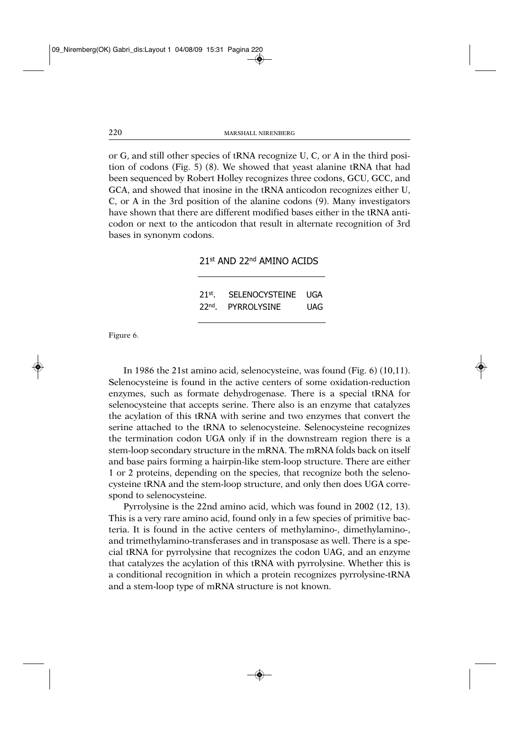or G, and still other species of tRNA recognize U, C, or A in the third position of codons (Fig. 5) (8). We showed that yeast alanine tRNA that had been sequenced by Robert Holley recognizes three codons, GCU, GCC, and GCA, and showed that inosine in the tRNA anticodon recognizes either U, C, or A in the 3rd position of the alanine codons (9). Many investigators have shown that there are different modified bases either in the tRNA anticodon or next to the anticodon that result in alternate recognition of 3rd bases in synonym codons.

**21st AND 22nd AMINO ACIDS**

| | | |
|---|---|---|
| 21st. | SELENOCYSTEINE | UGA |
| 22nd. | PYRROLYSINE | UAG |

Figure 6.

In 1986 the 21st amino acid, selenocysteine, was found (Fig. 6) (10,11). Selenocysteine is found in the active centers of some oxidation-reduction enzymes, such as formate dehydrogenase. There is a special tRNA for selenocysteine that accepts serine. There also is an enzyme that catalyzes the acylation of this tRNA with serine and two enzymes that convert the serine attached to the tRNA to selenocysteine. Selenocysteine recognizes the termination codon UGA only if in the downstream region there is a stem-loop secondary structure in the mRNA. The mRNA folds back on itself and base pairs forming a hairpin-like stem-loop structure. There are either 1 or 2 proteins, depending on the species, that recognize both the selenocysteine tRNA and the stem-loop structure, and only then does UGA correspond to selenocysteine.

Pyrrolysine is the 22nd amino acid, which was found in 2002 (12, 13). This is a very rare amino acid, found only in a few species of primitive bacteria. It is found in the active centers of methylamino-, dimethylamino-, and trimethylamino-transferases and in transposase as well. There is a special tRNA for pyrrolysine that recognizes the codon UAG, and an enzyme that catalyzes the acylation of this tRNA with pyrrolysine. Whether this is a conditional recognition in which a protein recognizes pyrrolysine-tRNA and a stem-loop type of mRNA structure is not known.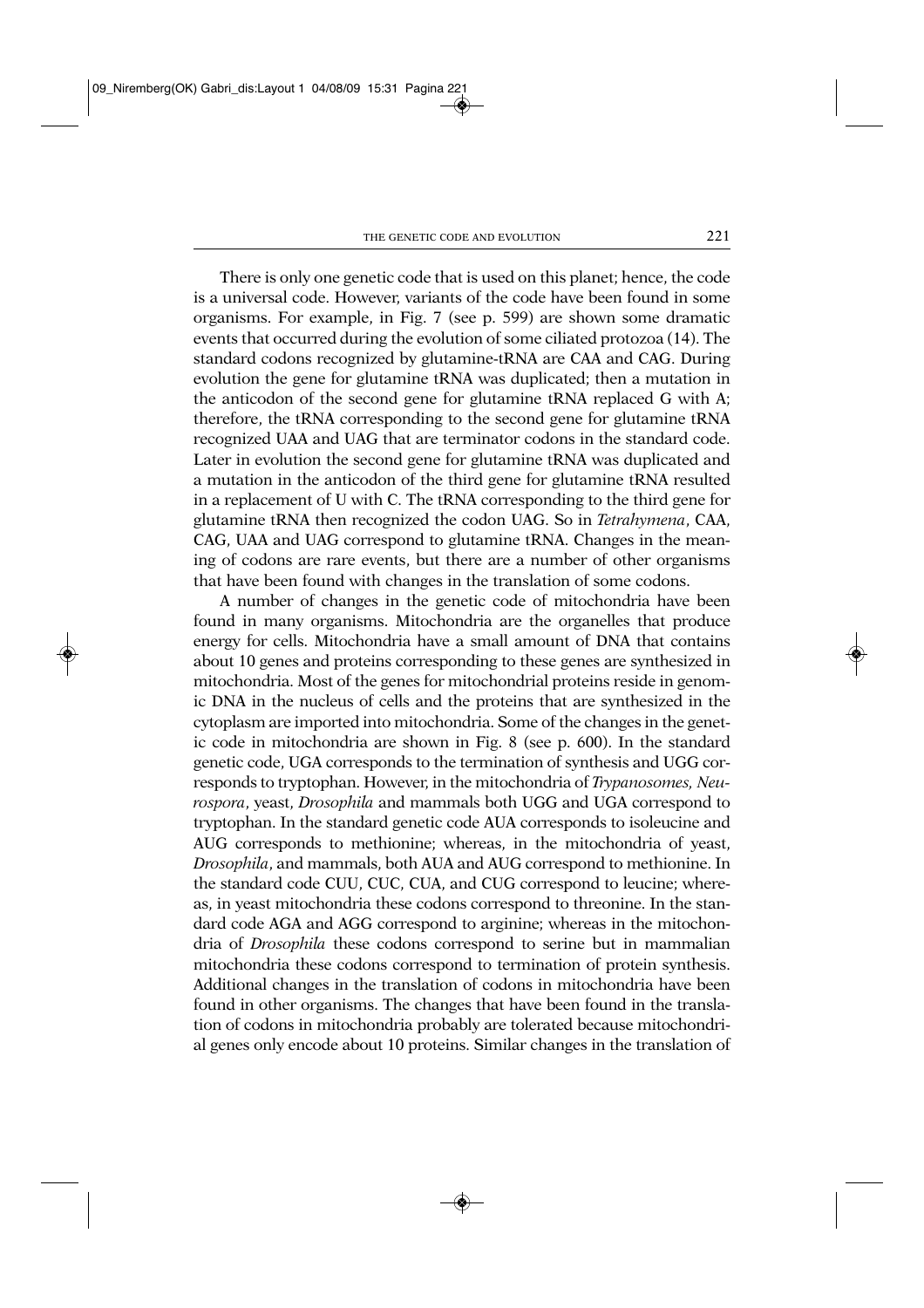There is only one genetic code that is used on this planet; hence, the code is a universal code. However, variants of the code have been found in some organisms. For example, in Fig. 7 (see p. 599) are shown some dramatic events that occurred during the evolution of some ciliated protozoa (14). The standard codons recognized by glutamine-tRNA are CAA and CAG. During evolution the gene for glutamine tRNA was duplicated; then a mutation in the anticodon of the second gene for glutamine tRNA replaced G with A; therefore, the tRNA corresponding to the second gene for glutamine tRNA recognized UAA and UAG that are terminator codons in the standard code. Later in evolution the second gene for glutamine tRNA was duplicated and a mutation in the anticodon of the third gene for glutamine tRNA resulted in a replacement of U with C. The tRNA corresponding to the third gene for glutamine tRNA then recognized the codon UAG. So in *Tetrahymena*, CAA, CAG, UAA and UAG correspond to glutamine tRNA. Changes in the meaning of codons are rare events, but there are a number of other organisms that have been found with changes in the translation of some codons.

A number of changes in the genetic code of mitochondria have been found in many organisms. Mitochondria are the organelles that produce energy for cells. Mitochondria have a small amount of DNA that contains about 10 genes and proteins corresponding to these genes are synthesized in mitochondria. Most of the genes for mitochondrial proteins reside in genomic DNA in the nucleus of cells and the proteins that are synthesized in the cytoplasm are imported into mitochondria. Some of the changes in the genetic code in mitochondria are shown in Fig. 8 (see p. 600). In the standard genetic code, UGA corresponds to the termination of synthesis and UGG corresponds to tryptophan. However, in the mitochondria of *Trypanosomes, Neurospora*, yeast, *Drosophila* and mammals both UGG and UGA correspond to tryptophan. In the standard genetic code AUA corresponds to isoleucine and AUG corresponds to methionine; whereas, in the mitochondria of yeast, *Drosophila*, and mammals, both AUA and AUG correspond to methionine. In the standard code CUU, CUC, CUA, and CUG correspond to leucine; whereas, in yeast mitochondria these codons correspond to threonine. In the standard code AGA and AGG correspond to arginine; whereas in the mitochondria of *Drosophila* these codons correspond to serine but in mammalian mitochondria these codons correspond to termination of protein synthesis. Additional changes in the translation of codons in mitochondria have been found in other organisms. The changes that have been found in the translation of codons in mitochondria probably are tolerated because mitochondrial genes only encode about 10 proteins. Similar changes in the translation of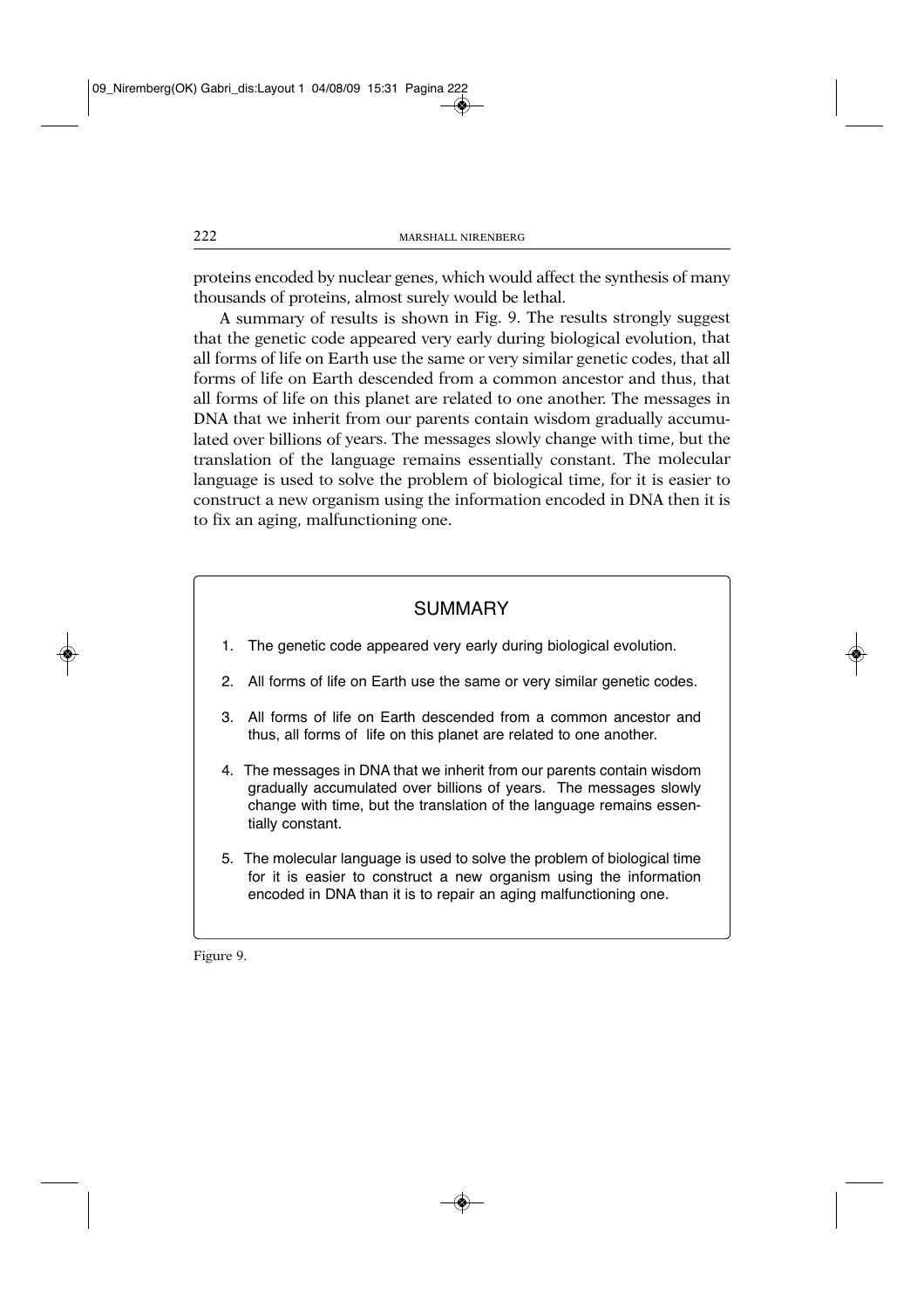proteins encoded by nuclear genes, which would affect the synthesis of many thousands of proteins, almost surely would be lethal.

A summary of results is shown in Fig. 9. The results strongly suggest that the genetic code appeared very early during biological evolution, that all forms of life on Earth use the same or very similar genetic codes, that all forms of life on Earth descended from a common ancestor and thus, that all forms of life on this planet are related to one another. The messages in DNA that we inherit from our parents contain wisdom gradually accumulated over billions of years. The messages slowly change with time, but the translation of the language remains essentially constant. The molecular language is used to solve the problem of biological time, for it is easier to construct a new organism using the information encoded in DNA then it is to fix an aging, malfunctioning one.

## SUMMARY

1. The genetic code appeared very early during biological evolution.
2. All forms of life on Earth use the same or very similar genetic codes.
3. All forms of life on Earth descended from a common ancestor and thus, all forms of life on this planet are related to one another.
4. The messages in DNA that we inherit from our parents contain wisdom gradually accumulated over billions of years. The messages slowly change with time, but the translation of the language remains essentially constant.
5. The molecular language is used to solve the problem of biological time for it is easier to construct a new organism using the information encoded in DNA than it is to repair an aging malfunctioning one.

Figure 9.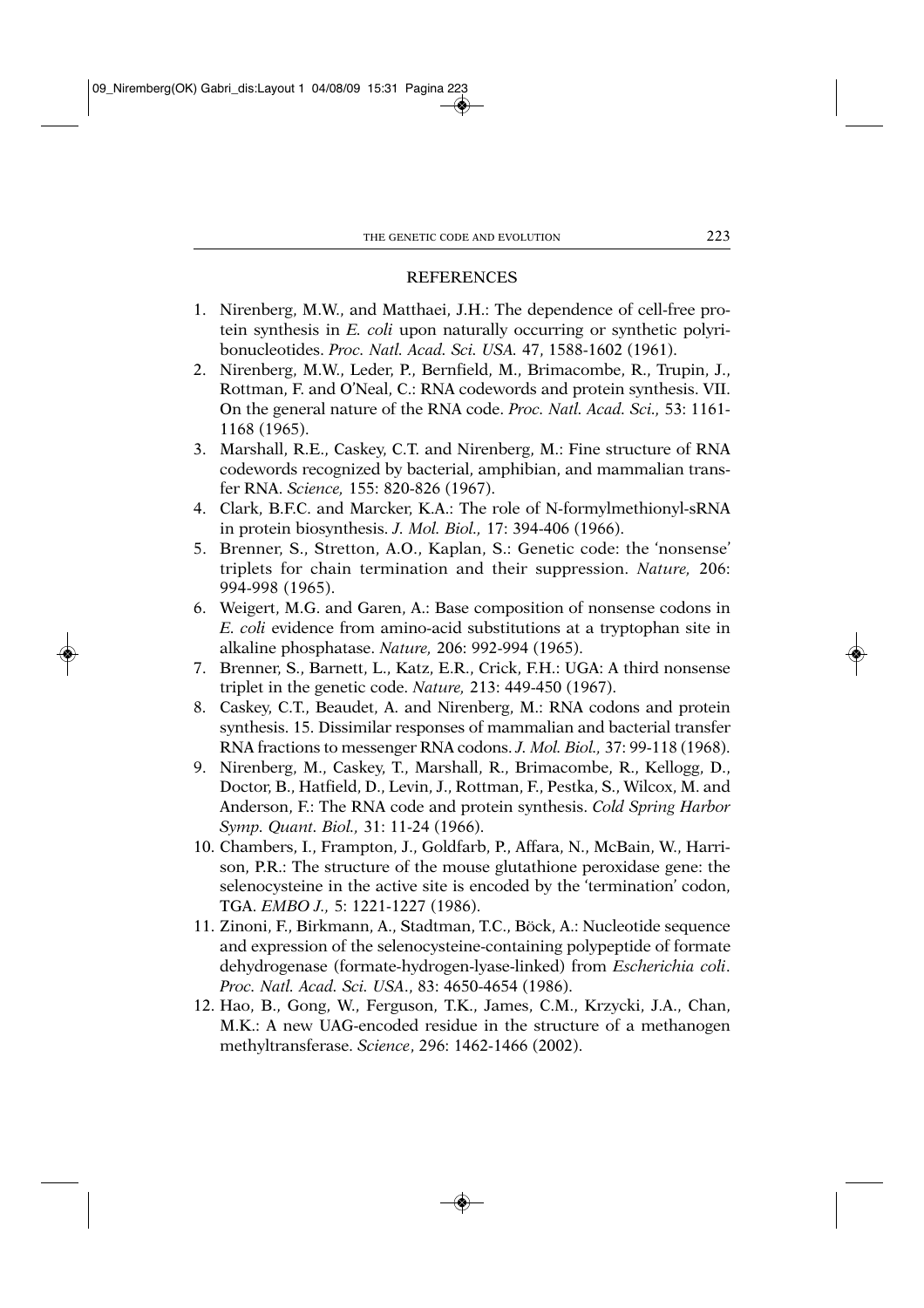## REFERENCES

1. Nirenberg, M.W., and Matthaei, J.H.: The dependence of cell-free protein synthesis in *E. coli* upon naturally occurring or synthetic polyribonucleotides. *Proc. Natl. Acad. Sci. USA.* 47, 1588-1602 (1961).
2. Nirenberg, M.W., Leder, P., Bernfield, M., Brimacombe, R., Trupin, J., Rottman, F. and O'Neal, C.: RNA codewords and protein synthesis. VII. On the general nature of the RNA code. *Proc. Natl. Acad. Sci.,* 53: 1161-1168 (1965).
3. Marshall, R.E., Caskey, C.T. and Nirenberg, M.: Fine structure of RNA codewords recognized by bacterial, amphibian, and mammalian transfer RNA. *Science,* 155: 820-826 (1967).
4. Clark, B.F.C. and Marcker, K.A.: The role of N-formylmethionyl-sRNA in protein biosynthesis. *J. Mol. Biol.,* 17: 394-406 (1966).
5. Brenner, S., Stretton, A.O., Kaplan, S.: Genetic code: the 'nonsense' triplets for chain termination and their suppression. *Nature,* 206: 994-998 (1965).
6. Weigert, M.G. and Garen, A.: Base composition of nonsense codons in *E. coli* evidence from amino-acid substitutions at a tryptophan site in alkaline phosphatase. *Nature,* 206: 992-994 (1965).
7. Brenner, S., Barnett, L., Katz, E.R., Crick, F.H.: UGA: A third nonsense triplet in the genetic code. *Nature,* 213: 449-450 (1967).
8. Caskey, C.T., Beaudet, A. and Nirenberg, M.: RNA codons and protein synthesis. 15. Dissimilar responses of mammalian and bacterial transfer RNA fractions to messenger RNA codons. *J. Mol. Biol.,* 37: 99-118 (1968).
9. Nirenberg, M., Caskey, T., Marshall, R., Brimacombe, R., Kellogg, D., Doctor, B., Hatfield, D., Levin, J., Rottman, F., Pestka, S., Wilcox, M. and Anderson, F.: The RNA code and protein synthesis. *Cold Spring Harbor Symp. Quant. Biol.,* 31: 11-24 (1966).
10. Chambers, I., Frampton, J., Goldfarb, P., Affara, N., McBain, W., Harrison, P.R.: The structure of the mouse glutathione peroxidase gene: the selenocysteine in the active site is encoded by the 'termination' codon, TGA. *EMBO J.,* 5: 1221-1227 (1986).
11. Zinoni, F., Birkmann, A., Stadtman, T.C., Böck, A.: Nucleotide sequence and expression of the selenocysteine-containing polypeptide of formate dehydrogenase (formate-hydrogen-lyase-linked) from *Escherichia coli*. *Proc. Natl. Acad. Sci. USA*., 83: 4650-4654 (1986).
12. Hao, B., Gong, W., Ferguson, T.K., James, C.M., Krzycki, J.A., Chan, M.K.: A new UAG-encoded residue in the structure of a methanogen methyltransferase. *Science*, 296: 1462-1466 (2002).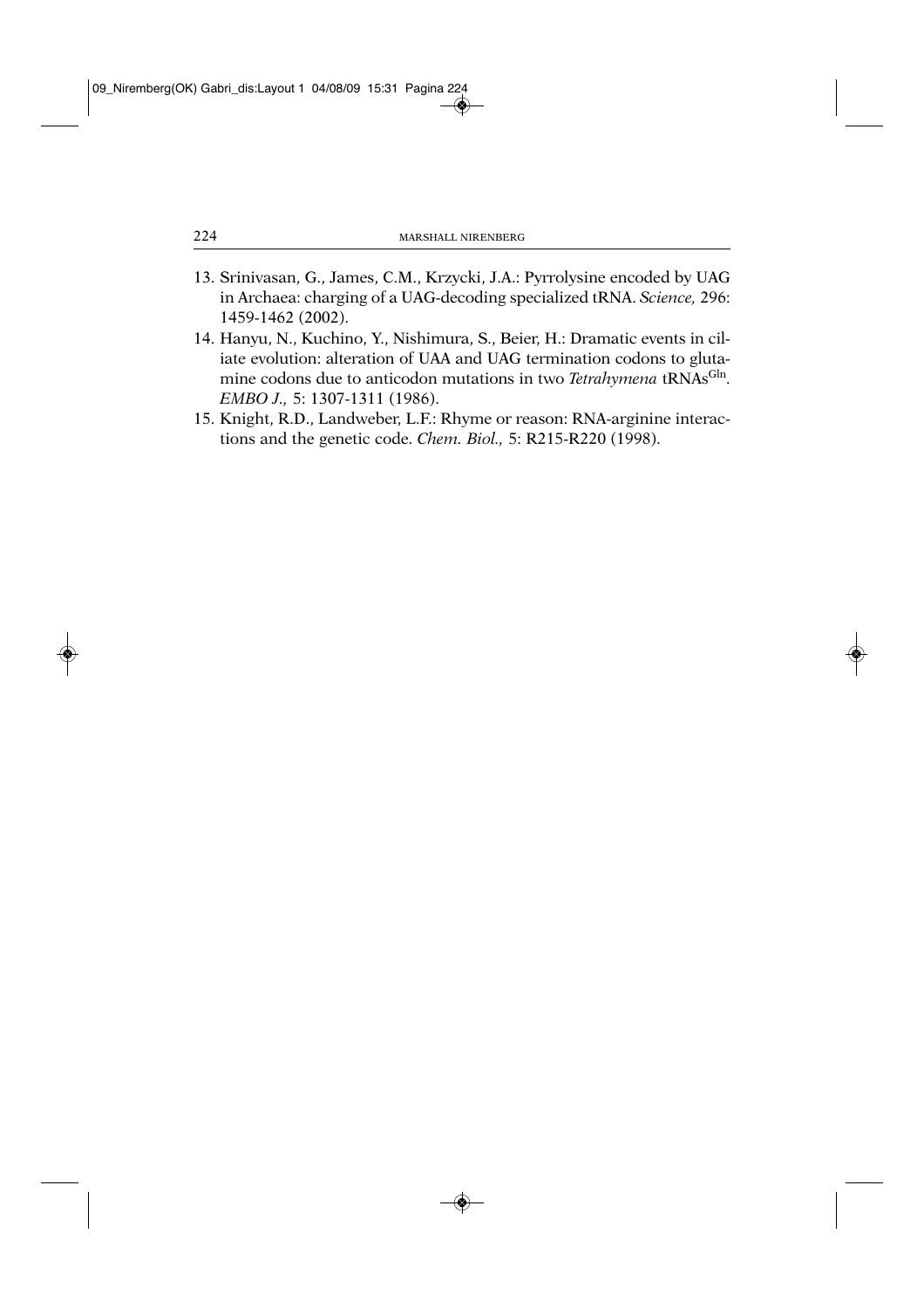13. Srinivasan, G., James, C.M., Krzycki, J.A.: Pyrrolysine encoded by UAG in Archaea: charging of a UAG-decoding specialized tRNA. *Science,* 296: 1459-1462 (2002).
14. Hanyu, N., Kuchino, Y., Nishimura, S., Beier, H.: Dramatic events in ciliate evolution: alteration of UAA and UAG termination codons to glutamine codons due to anticodon mutations in two *Tetrahymena* $tRNAs^{Gln}$. *EMBO J.,* 5: 1307-1311 (1986).
15. Knight, R.D., Landweber, L.F.: Rhyme or reason: RNA-arginine interactions and the genetic code. *Chem. Biol.,* 5: R215-R220 (1998).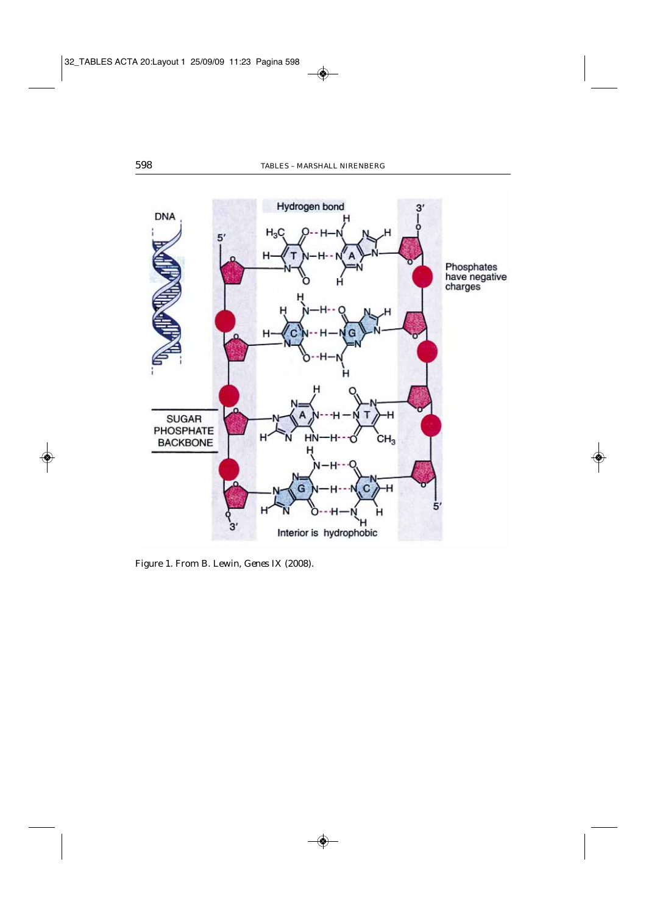Figure 1. From B. Lewin, *Genes IX* (2008).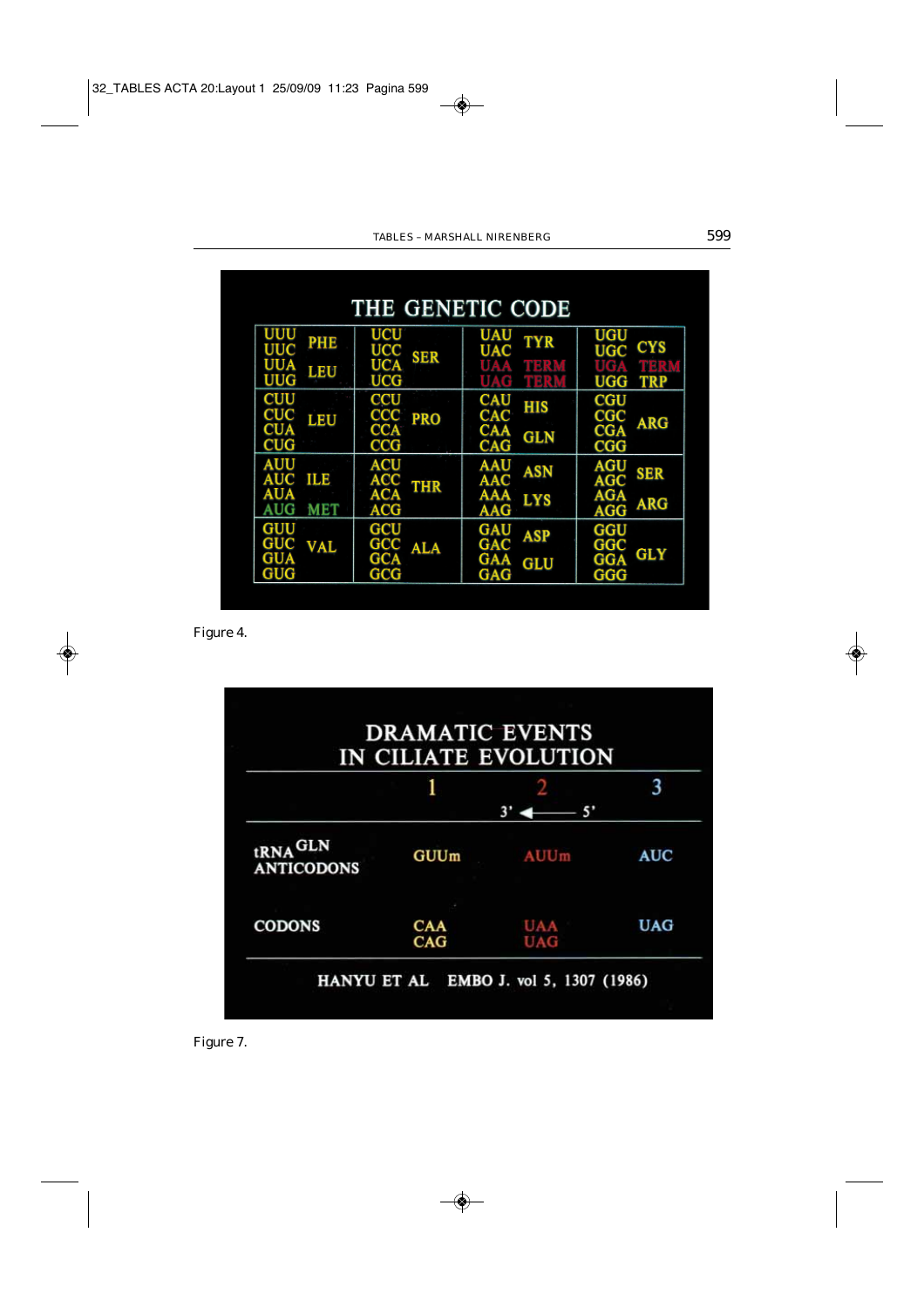**THE GENETIC CODE**

| | | | |
|---|---|---|---|
| UUU PHE | UCU SER | UAU TYR | UGU CYS |
| UUC PHE | UCC SER | UAC TYR | UGC CYS |
| UUA LEU | UCA SER | UAA TERM | UGA TERM |
| UUG LEU | UCG SER | UAG TERM | UGG TRP |
| CUU LEU | CCU PRO | CAU HIS | CGU ARG |
| CUC LEU | CCC PRO | CAC HIS | CGC ARG |
| CUA LEU | CCA PRO | CAA GLN | CGA ARG |
| CUG LEU | CCG PRO | CAG GLN | CGG ARG |
| AUU ILE | ACU THR | AAU ASN | AGU SER |
| AUC ILE | ACC THR | AAC ASN | AGC SER |
| AUA ILE | ACA THR | AAA LYS | AGA ARG |
| AUG MET | ACG THR | AAG LYS | AGG ARG |
| GUU VAL | GCU ALA | GAU ASP | GGU GLY |
| GUC VAL | GCC ALA | GAC ASP | GGC GLY |
| GUA VAL | GCA ALA | GAA GLU | GGA GLY |
| GUG VAL | GCG ALA | GAG GLU | GGG GLY |

Figure 4.

**DRAMATIC EVENTS IN CILIATE EVOLUTION**

| | 1 | 2 (3' ← 5') | 3 |
|---|---|---|---|
| tRNA GLN ANTICODONS | GUUm | AUUm | AUC |
| CODONS | CAA CAG | UAA UAG | UAG |

HANYU ET AL EMBO J. vol 5, 1307 (1986)

Figure 7.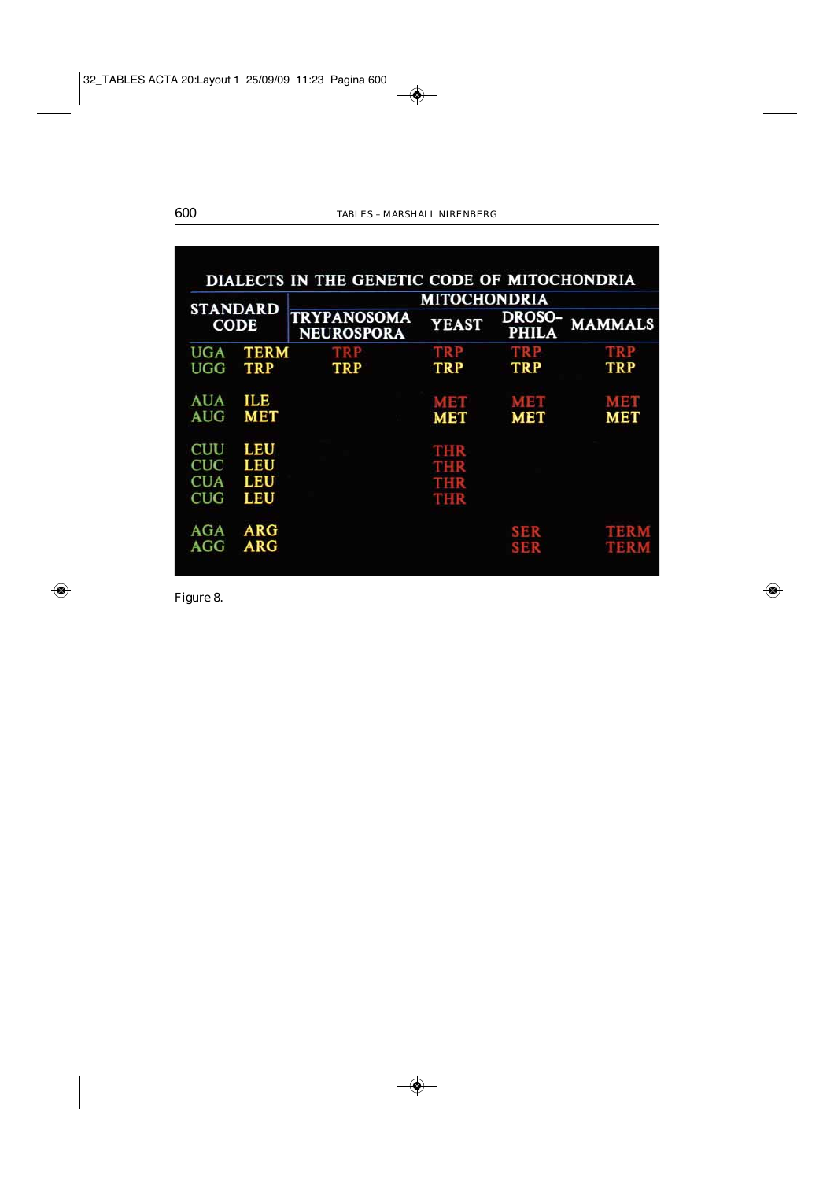| DIALECTS IN THE GENETIC CODE OF MITOCHONDRIA | | | | | |
|---|---|---|---|---|---|
| STANDARD CODE | | MITOCHONDRIA | | | |
| | | TRYPANOSOMA NEUROSPORA | YEAST | DROSO-PHILA | MAMMALS |
| UGA | TERM | TRP | TRP | TRP | TRP |
| UGG | TRP | TRP | TRP | TRP | TRP |
| AUA | ILE | | MET | MET | MET |
| AUG | MET | | MET | MET | MET |
| CUU | LEU | | THR | | |
| CUC | LEU | | THR | | |
| CUA | LEU | | THR | | |
| CUG | LEU | | THR | | |
| AGA | ARG | | | SER | TERM |
| AGG | ARG | | | SER | TERM |

Figure 8.